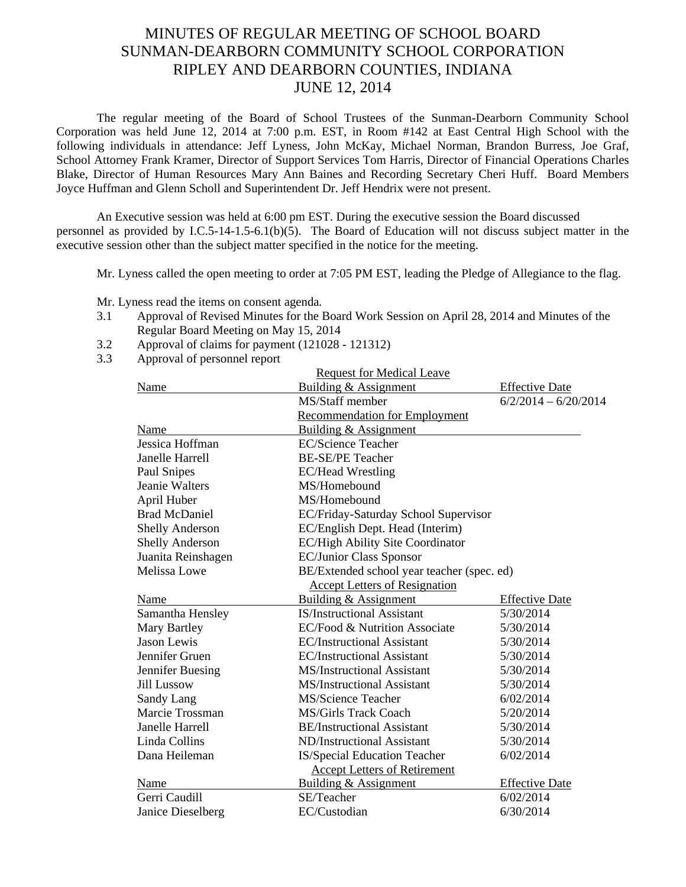# MINUTES OF REGULAR MEETING OF SCHOOL BOARD
# SUNMAN-DEARBORN COMMUNITY SCHOOL CORPORATION
# RIPLEY AND DEARBORN COUNTIES, INDIANA
# JUNE 12, 2014

The regular meeting of the Board of School Trustees of the Sunman-Dearborn Community School Corporation was held June 12, 2014 at 7:00 p.m. EST, in Room #142 at East Central High School with the following individuals in attendance: Jeff Lyness, John McKay, Michael Norman, Brandon Burress, Joe Graf, School Attorney Frank Kramer, Director of Support Services Tom Harris, Director of Financial Operations Charles Blake, Director of Human Resources Mary Ann Baines and Recording Secretary Cheri Huff. Board Members Joyce Huffman and Glenn Scholl and Superintendent Dr. Jeff Hendrix were not present.

An Executive session was held at 6:00 pm EST. During the executive session the Board discussed personnel as provided by I.C.5-14-1.5-6.1(b)(5). The Board of Education will not discuss subject matter in the executive session other than the subject matter specified in the notice for the meeting.

Mr. Lyness called the open meeting to order at 7:05 PM EST, leading the Pledge of Allegiance to the flag.

Mr. Lyness read the items on consent agenda.

3.1 Approval of Revised Minutes for the Board Work Session on April 28, 2014 and Minutes of the Regular Board Meeting on May 15, 2014

3.2 Approval of claims for payment (121028 - 121312)

3.3 Approval of personnel report

**Request for Medical Leave**

| Name | Building & Assignment | Effective Date |
|---|---|---|
| | MS/Staff member | 6/2/2014 – 6/20/2014 |

**Recommendation for Employment**

| Name | Building & Assignment |
|---|---|
| Jessica Hoffman | EC/Science Teacher |
| Janelle Harrell | BE-SE/PE Teacher |
| Paul Snipes | EC/Head Wrestling |
| Jeanie Walters | MS/Homebound |
| April Huber | MS/Homebound |
| Brad McDaniel | EC/Friday-Saturday School Supervisor |
| Shelly Anderson | EC/English Dept. Head (Interim) |
| Shelly Anderson | EC/High Ability Site Coordinator |
| Juanita Reinshagen | EC/Junior Class Sponsor |
| Melissa Lowe | BE/Extended school year teacher (spec. ed) |

**Accept Letters of Resignation**

| Name | Building & Assignment | Effective Date |
|---|---|---|
| Samantha Hensley | IS/Instructional Assistant | 5/30/2014 |
| Mary Bartley | EC/Food & Nutrition Associate | 5/30/2014 |
| Jason Lewis | EC/Instructional Assistant | 5/30/2014 |
| Jennifer Gruen | EC/Instructional Assistant | 5/30/2014 |
| Jennifer Buesing | MS/Instructional Assistant | 5/30/2014 |
| Jill Lussow | MS/Instructional Assistant | 5/30/2014 |
| Sandy Lang | MS/Science Teacher | 6/02/2014 |
| Marcie Trossman | MS/Girls Track Coach | 5/20/2014 |
| Janelle Harrell | BE/Instructional Assistant | 5/30/2014 |
| Linda Collins | ND/Instructional Assistant | 5/30/2014 |
| Dana Heileman | IS/Special Education Teacher | 6/02/2014 |

**Accept Letters of Retirement**

| Name | Building & Assignment | Effective Date |
|---|---|---|
| Gerri Caudill | SE/Teacher | 6/02/2014 |
| Janice Dieselberg | EC/Custodian | 6/30/2014 |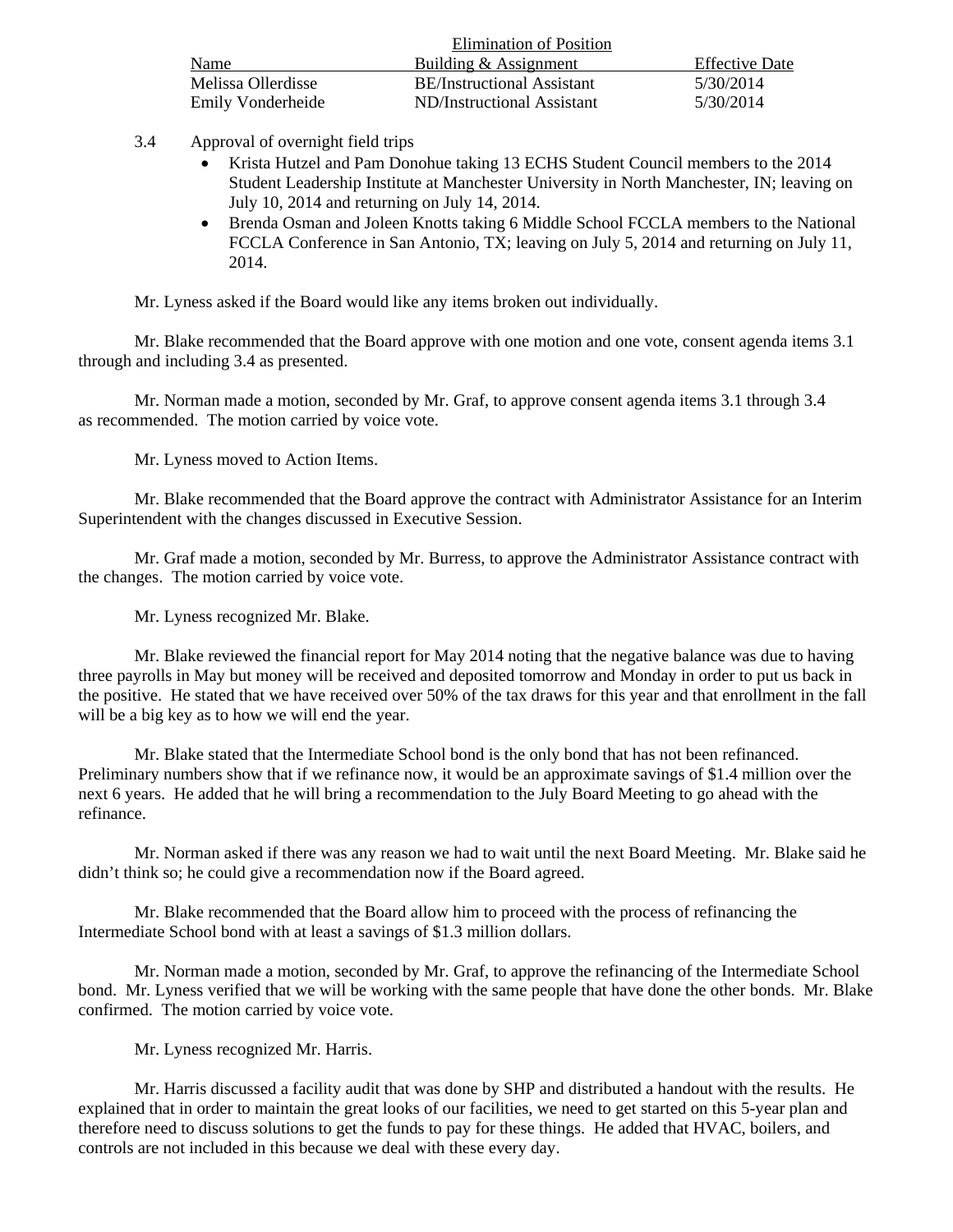Elimination of Position

| Name | Building & Assignment | Effective Date |
| --- | --- | --- |
| Melissa Ollerdisse | BE/Instructional Assistant | 5/30/2014 |
| Emily Vonderheide | ND/Instructional Assistant | 5/30/2014 |

3.4 Approval of overnight field trips

- Krista Hutzel and Pam Donohue taking 13 ECHS Student Council members to the 2014 Student Leadership Institute at Manchester University in North Manchester, IN; leaving on July 10, 2014 and returning on July 14, 2014.
- Brenda Osman and Joleen Knotts taking 6 Middle School FCCLA members to the National FCCLA Conference in San Antonio, TX; leaving on July 5, 2014 and returning on July 11, 2014.

Mr. Lyness asked if the Board would like any items broken out individually.

Mr. Blake recommended that the Board approve with one motion and one vote, consent agenda items 3.1 through and including 3.4 as presented.

Mr. Norman made a motion, seconded by Mr. Graf, to approve consent agenda items 3.1 through 3.4 as recommended. The motion carried by voice vote.

Mr. Lyness moved to Action Items.

Mr. Blake recommended that the Board approve the contract with Administrator Assistance for an Interim Superintendent with the changes discussed in Executive Session.

Mr. Graf made a motion, seconded by Mr. Burress, to approve the Administrator Assistance contract with the changes. The motion carried by voice vote.

Mr. Lyness recognized Mr. Blake.

Mr. Blake reviewed the financial report for May 2014 noting that the negative balance was due to having three payrolls in May but money will be received and deposited tomorrow and Monday in order to put us back in the positive. He stated that we have received over 50% of the tax draws for this year and that enrollment in the fall will be a big key as to how we will end the year.

Mr. Blake stated that the Intermediate School bond is the only bond that has not been refinanced. Preliminary numbers show that if we refinance now, it would be an approximate savings of $1.4 million over the next 6 years. He added that he will bring a recommendation to the July Board Meeting to go ahead with the refinance.

Mr. Norman asked if there was any reason we had to wait until the next Board Meeting. Mr. Blake said he didn't think so; he could give a recommendation now if the Board agreed.

Mr. Blake recommended that the Board allow him to proceed with the process of refinancing the Intermediate School bond with at least a savings of $1.3 million dollars.

Mr. Norman made a motion, seconded by Mr. Graf, to approve the refinancing of the Intermediate School bond. Mr. Lyness verified that we will be working with the same people that have done the other bonds. Mr. Blake confirmed. The motion carried by voice vote.

Mr. Lyness recognized Mr. Harris.

Mr. Harris discussed a facility audit that was done by SHP and distributed a handout with the results. He explained that in order to maintain the great looks of our facilities, we need to get started on this 5-year plan and therefore need to discuss solutions to get the funds to pay for these things. He added that HVAC, boilers, and controls are not included in this because we deal with these every day.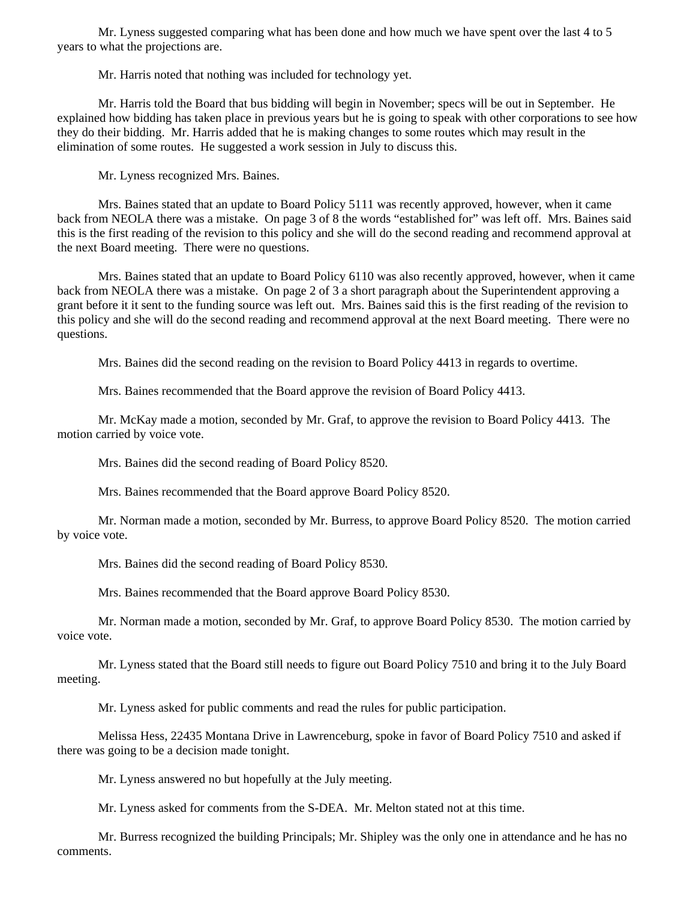Mr. Lyness suggested comparing what has been done and how much we have spent over the last 4 to 5 years to what the projections are.

Mr. Harris noted that nothing was included for technology yet.

Mr. Harris told the Board that bus bidding will begin in November; specs will be out in September. He explained how bidding has taken place in previous years but he is going to speak with other corporations to see how they do their bidding. Mr. Harris added that he is making changes to some routes which may result in the elimination of some routes. He suggested a work session in July to discuss this.

Mr. Lyness recognized Mrs. Baines.

Mrs. Baines stated that an update to Board Policy 5111 was recently approved, however, when it came back from NEOLA there was a mistake. On page 3 of 8 the words "established for" was left off. Mrs. Baines said this is the first reading of the revision to this policy and she will do the second reading and recommend approval at the next Board meeting. There were no questions.

Mrs. Baines stated that an update to Board Policy 6110 was also recently approved, however, when it came back from NEOLA there was a mistake. On page 2 of 3 a short paragraph about the Superintendent approving a grant before it it sent to the funding source was left out. Mrs. Baines said this is the first reading of the revision to this policy and she will do the second reading and recommend approval at the next Board meeting. There were no questions.

Mrs. Baines did the second reading on the revision to Board Policy 4413 in regards to overtime.

Mrs. Baines recommended that the Board approve the revision of Board Policy 4413.

Mr. McKay made a motion, seconded by Mr. Graf, to approve the revision to Board Policy 4413. The motion carried by voice vote.

Mrs. Baines did the second reading of Board Policy 8520.

Mrs. Baines recommended that the Board approve Board Policy 8520.

Mr. Norman made a motion, seconded by Mr. Burress, to approve Board Policy 8520. The motion carried by voice vote.

Mrs. Baines did the second reading of Board Policy 8530.

Mrs. Baines recommended that the Board approve Board Policy 8530.

Mr. Norman made a motion, seconded by Mr. Graf, to approve Board Policy 8530. The motion carried by voice vote.

Mr. Lyness stated that the Board still needs to figure out Board Policy 7510 and bring it to the July Board meeting.

Mr. Lyness asked for public comments and read the rules for public participation.

Melissa Hess, 22435 Montana Drive in Lawrenceburg, spoke in favor of Board Policy 7510 and asked if there was going to be a decision made tonight.

Mr. Lyness answered no but hopefully at the July meeting.

Mr. Lyness asked for comments from the S-DEA. Mr. Melton stated not at this time.

Mr. Burress recognized the building Principals; Mr. Shipley was the only one in attendance and he has no comments.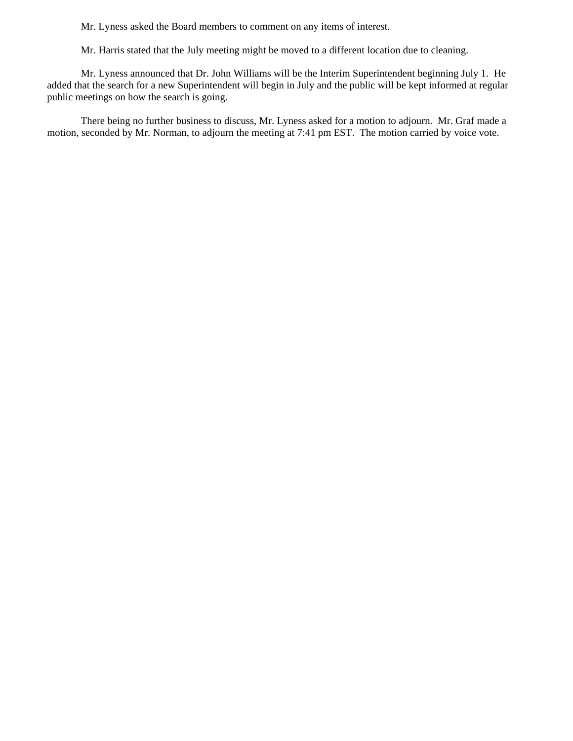Mr. Lyness asked the Board members to comment on any items of interest.

Mr. Harris stated that the July meeting might be moved to a different location due to cleaning.

Mr. Lyness announced that Dr. John Williams will be the Interim Superintendent beginning July 1. He added that the search for a new Superintendent will begin in July and the public will be kept informed at regular public meetings on how the search is going.

There being no further business to discuss, Mr. Lyness asked for a motion to adjourn. Mr. Graf made a motion, seconded by Mr. Norman, to adjourn the meeting at 7:41 pm EST. The motion carried by voice vote.